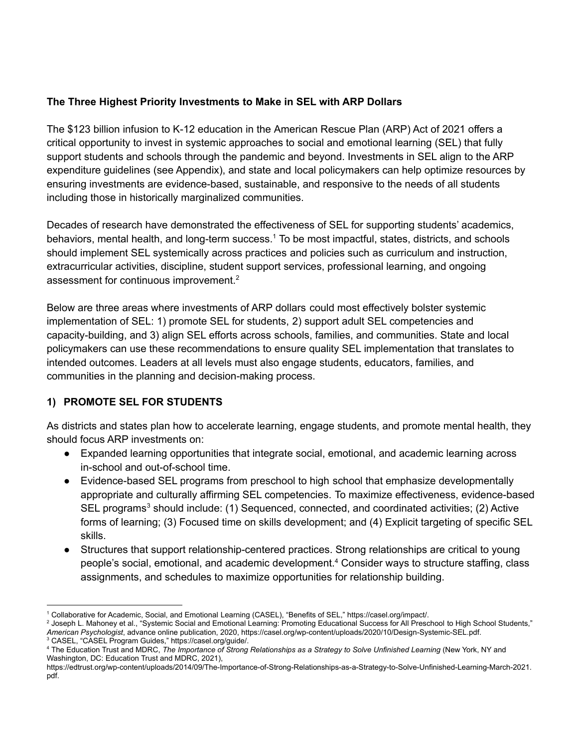**The Three Highest Priority Investments to Make in SEL with ARP Dollars**

The $123 billion infusion to K-12 education in the American Rescue Plan (ARP) Act of 2021 offers a critical opportunity to invest in systemic approaches to social and emotional learning (SEL) that fully support students and schools through the pandemic and beyond. Investments in SEL align to the ARP expenditure guidelines (see Appendix), and state and local policymakers can help optimize resources by ensuring investments are evidence-based, sustainable, and responsive to the needs of all students including those in historically marginalized communities.

Decades of research have demonstrated the effectiveness of SEL for supporting students' academics, behaviors, mental health, and long-term success.[1] To be most impactful, states, districts, and schools should implement SEL systemically across practices and policies such as curriculum and instruction, extracurricular activities, discipline, student support services, professional learning, and ongoing assessment for continuous improvement.[2]

Below are three areas where investments of ARP dollars could most effectively bolster systemic implementation of SEL: 1) promote SEL for students, 2) support adult SEL competencies and capacity-building, and 3) align SEL efforts across schools, families, and communities. State and local policymakers can use these recommendations to ensure quality SEL implementation that translates to intended outcomes. Leaders at all levels must also engage students, educators, families, and communities in the planning and decision-making process.

## 1) PROMOTE SEL FOR STUDENTS

As districts and states plan how to accelerate learning, engage students, and promote mental health, they should focus ARP investments on:

- Expanded learning opportunities that integrate social, emotional, and academic learning across in-school and out-of-school time.
- Evidence-based SEL programs from preschool to high school that emphasize developmentally appropriate and culturally affirming SEL competencies. To maximize effectiveness, evidence-based SEL programs[3] should include: (1) Sequenced, connected, and coordinated activities; (2) Active forms of learning; (3) Focused time on skills development; and (4) Explicit targeting of specific SEL skills.
- Structures that support relationship-centered practices. Strong relationships are critical to young people's social, emotional, and academic development.[4] Consider ways to structure staffing, class assignments, and schedules to maximize opportunities for relationship building.

---

[1] Collaborative for Academic, Social, and Emotional Learning (CASEL), "Benefits of SEL," https://casel.org/impact/.

[2] Joseph L. Mahoney et al., "Systemic Social and Emotional Learning: Promoting Educational Success for All Preschool to High School Students," *American Psychologist*, advance online publication, 2020, https://casel.org/wp-content/uploads/2020/10/Design-Systemic-SEL.pdf.

[3] CASEL, "CASEL Program Guides," https://casel.org/guide/.

[4] The Education Trust and MDRC, *The Importance of Strong Relationships as a Strategy to Solve Unfinished Learning* (New York, NY and Washington, DC: Education Trust and MDRC, 2021), https://edtrust.org/wp-content/uploads/2014/09/The-Importance-of-Strong-Relationships-as-a-Strategy-to-Solve-Unfinished-Learning-March-2021.pdf.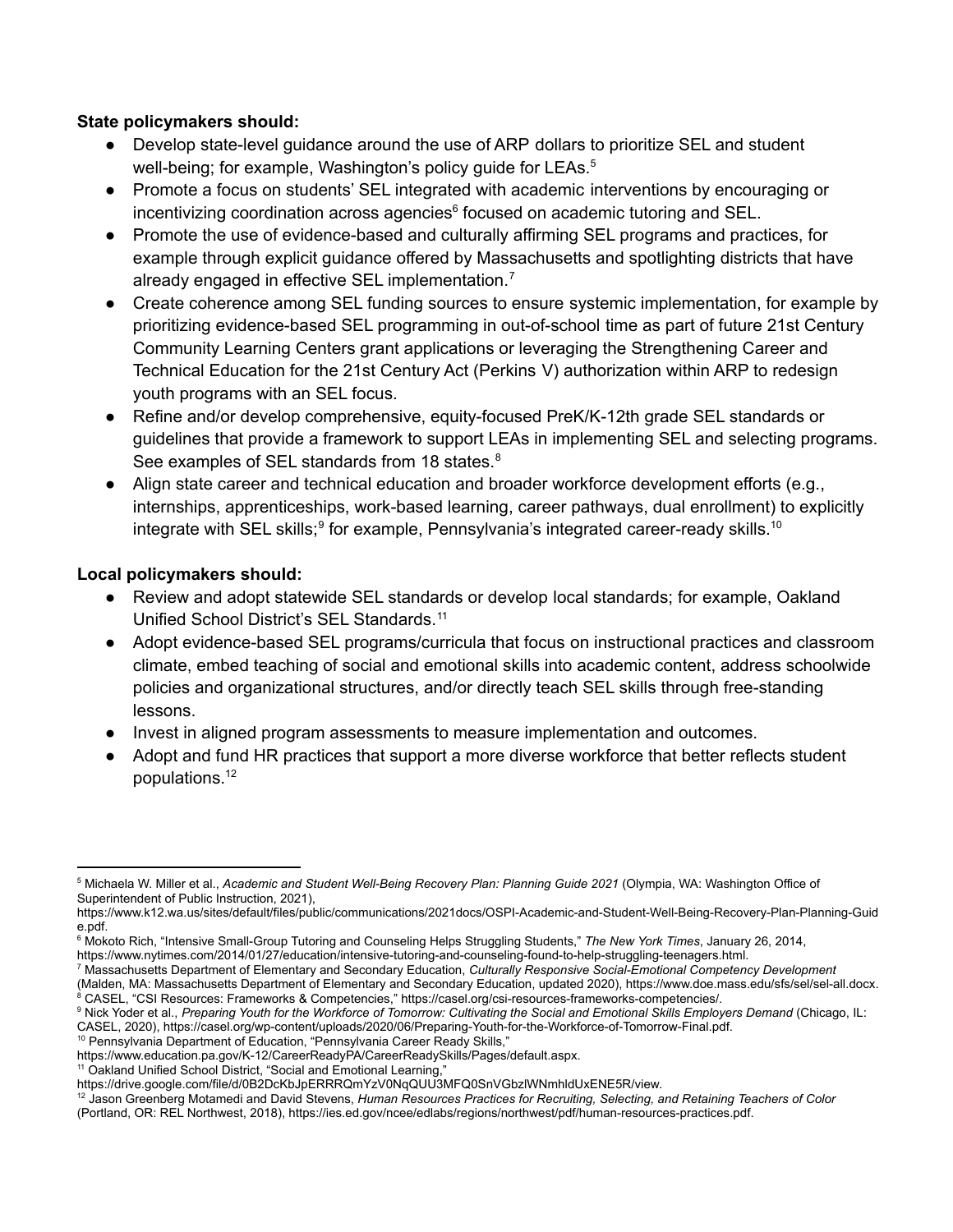**State policymakers should:**

- Develop state-level guidance around the use of ARP dollars to prioritize SEL and student well-being; for example, Washington's policy guide for LEAs.[5]
- Promote a focus on students' SEL integrated with academic interventions by encouraging or incentivizing coordination across agencies[6] focused on academic tutoring and SEL.
- Promote the use of evidence-based and culturally affirming SEL programs and practices, for example through explicit guidance offered by Massachusetts and spotlighting districts that have already engaged in effective SEL implementation.[7]
- Create coherence among SEL funding sources to ensure systemic implementation, for example by prioritizing evidence-based SEL programming in out-of-school time as part of future 21st Century Community Learning Centers grant applications or leveraging the Strengthening Career and Technical Education for the 21st Century Act (Perkins V) authorization within ARP to redesign youth programs with an SEL focus.
- Refine and/or develop comprehensive, equity-focused PreK/K-12th grade SEL standards or guidelines that provide a framework to support LEAs in implementing SEL and selecting programs. See examples of SEL standards from 18 states.[8]
- Align state career and technical education and broader workforce development efforts (e.g., internships, apprenticeships, work-based learning, career pathways, dual enrollment) to explicitly integrate with SEL skills;[9] for example, Pennsylvania's integrated career-ready skills.[10]

**Local policymakers should:**

- Review and adopt statewide SEL standards or develop local standards; for example, Oakland Unified School District's SEL Standards.[11]
- Adopt evidence-based SEL programs/curricula that focus on instructional practices and classroom climate, embed teaching of social and emotional skills into academic content, address schoolwide policies and organizational structures, and/or directly teach SEL skills through free-standing lessons.
- Invest in aligned program assessments to measure implementation and outcomes.
- Adopt and fund HR practices that support a more diverse workforce that better reflects student populations.[12]

---

[5] Michaela W. Miller et al., *Academic and Student Well-Being Recovery Plan: Planning Guide 2021* (Olympia, WA: Washington Office of Superintendent of Public Instruction, 2021), https://www.k12.wa.us/sites/default/files/public/communications/2021docs/OSPI-Academic-and-Student-Well-Being-Recovery-Plan-Planning-Guide.pdf.

[6] Mokoto Rich, "Intensive Small-Group Tutoring and Counseling Helps Struggling Students," *The New York Times*, January 26, 2014, https://www.nytimes.com/2014/01/27/education/intensive-tutoring-and-counseling-found-to-help-struggling-teenagers.html.

[7] Massachusetts Department of Elementary and Secondary Education, *Culturally Responsive Social-Emotional Competency Development* (Malden, MA: Massachusetts Department of Elementary and Secondary Education, updated 2020), https://www.doe.mass.edu/sfs/sel/sel-all.docx.

[8] CASEL, "CSI Resources: Frameworks & Competencies," https://casel.org/csi-resources-frameworks-competencies/.

[9] Nick Yoder et al., *Preparing Youth for the Workforce of Tomorrow: Cultivating the Social and Emotional Skills Employers Demand* (Chicago, IL: CASEL, 2020), https://casel.org/wp-content/uploads/2020/06/Preparing-Youth-for-the-Workforce-of-Tomorrow-Final.pdf.

[10] Pennsylvania Department of Education, "Pennsylvania Career Ready Skills," https://www.education.pa.gov/K-12/CareerReadyPA/CareerReadySkills/Pages/default.aspx.

[11] Oakland Unified School District, "Social and Emotional Learning," https://drive.google.com/file/d/0B2DcKbJpERRRQmYzV0NqQUU3MFQ0SnVGbzlWNmhldUxENE5R/view.

[12] Jason Greenberg Motamedi and David Stevens, *Human Resources Practices for Recruiting, Selecting, and Retaining Teachers of Color* (Portland, OR: REL Northwest, 2018), https://ies.ed.gov/ncee/edlabs/regions/northwest/pdf/human-resources-practices.pdf.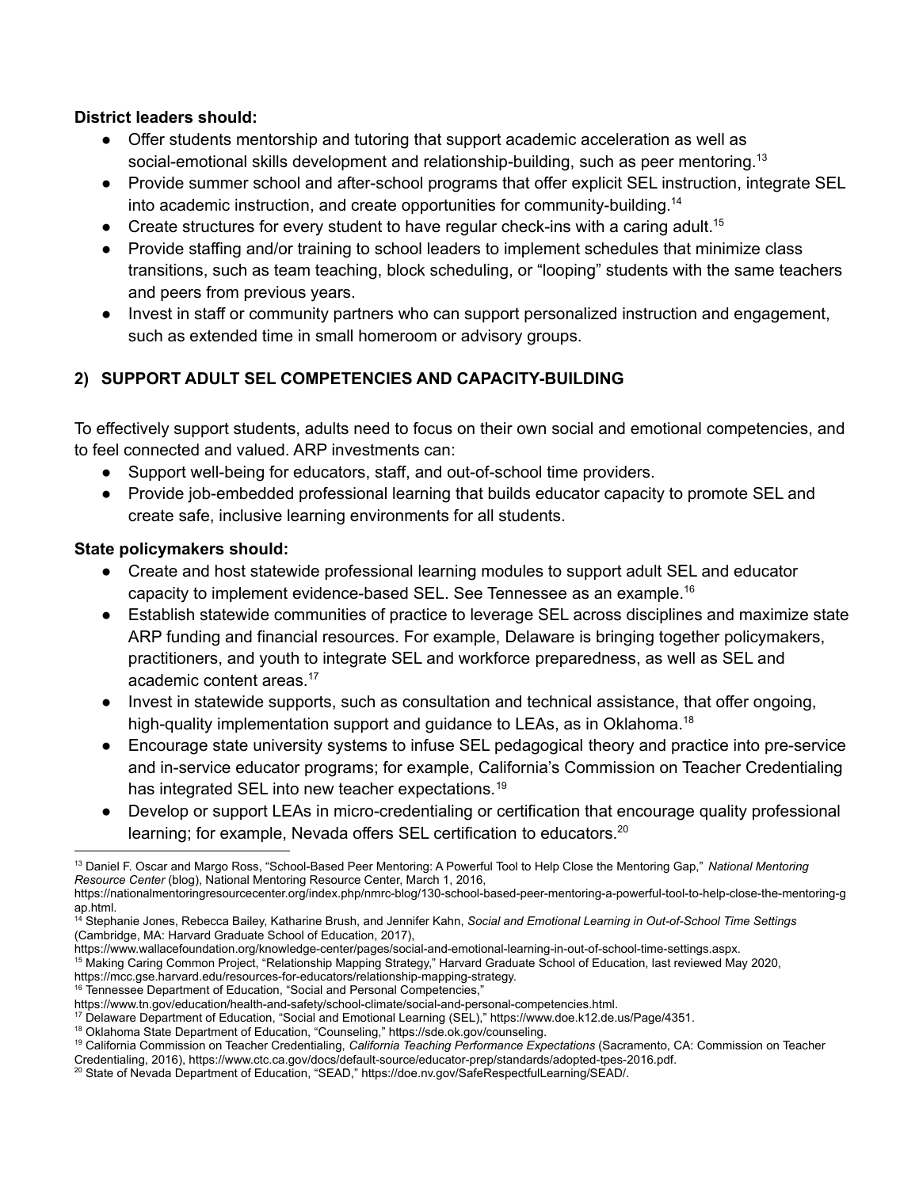**District leaders should:**

- Offer students mentorship and tutoring that support academic acceleration as well as social-emotional skills development and relationship-building, such as peer mentoring.[13]
- Provide summer school and after-school programs that offer explicit SEL instruction, integrate SEL into academic instruction, and create opportunities for community-building.[14]
- Create structures for every student to have regular check-ins with a caring adult.[15]
- Provide staffing and/or training to school leaders to implement schedules that minimize class transitions, such as team teaching, block scheduling, or "looping" students with the same teachers and peers from previous years.
- Invest in staff or community partners who can support personalized instruction and engagement, such as extended time in small homeroom or advisory groups.

## 2) SUPPORT ADULT SEL COMPETENCIES AND CAPACITY-BUILDING

To effectively support students, adults need to focus on their own social and emotional competencies, and to feel connected and valued. ARP investments can:

- Support well-being for educators, staff, and out-of-school time providers.
- Provide job-embedded professional learning that builds educator capacity to promote SEL and create safe, inclusive learning environments for all students.

**State policymakers should:**

- Create and host statewide professional learning modules to support adult SEL and educator capacity to implement evidence-based SEL. See Tennessee as an example.[16]
- Establish statewide communities of practice to leverage SEL across disciplines and maximize state ARP funding and financial resources. For example, Delaware is bringing together policymakers, practitioners, and youth to integrate SEL and workforce preparedness, as well as SEL and academic content areas.[17]
- Invest in statewide supports, such as consultation and technical assistance, that offer ongoing, high-quality implementation support and guidance to LEAs, as in Oklahoma.[18]
- Encourage state university systems to infuse SEL pedagogical theory and practice into pre-service and in-service educator programs; for example, California's Commission on Teacher Credentialing has integrated SEL into new teacher expectations.[19]
- Develop or support LEAs in micro-credentialing or certification that encourage quality professional learning; for example, Nevada offers SEL certification to educators.[20]

---

[13] Daniel F. Oscar and Margo Ross, "School-Based Peer Mentoring: A Powerful Tool to Help Close the Mentoring Gap," *National Mentoring Resource Center* (blog), National Mentoring Resource Center, March 1, 2016, https://nationalmentoringresourcecenter.org/index.php/nmrc-blog/130-school-based-peer-mentoring-a-powerful-tool-to-help-close-the-mentoring-gap.html.

[14] Stephanie Jones, Rebecca Bailey, Katharine Brush, and Jennifer Kahn, *Social and Emotional Learning in Out-of-School Time Settings* (Cambridge, MA: Harvard Graduate School of Education, 2017), https://www.wallacefoundation.org/knowledge-center/pages/social-and-emotional-learning-in-out-of-school-time-settings.aspx.

[15] Making Caring Common Project, "Relationship Mapping Strategy," Harvard Graduate School of Education, last reviewed May 2020, https://mcc.gse.harvard.edu/resources-for-educators/relationship-mapping-strategy.

[16] Tennessee Department of Education, "Social and Personal Competencies," https://www.tn.gov/education/health-and-safety/school-climate/social-and-personal-competencies.html.

[17] Delaware Department of Education, "Social and Emotional Learning (SEL)," https://www.doe.k12.de.us/Page/4351.

[18] Oklahoma State Department of Education, "Counseling," https://sde.ok.gov/counseling.

[19] California Commission on Teacher Credentialing, *California Teaching Performance Expectations* (Sacramento, CA: Commission on Teacher Credentialing, 2016), https://www.ctc.ca.gov/docs/default-source/educator-prep/standards/adopted-tpes-2016.pdf.

[20] State of Nevada Department of Education, "SEAD," https://doe.nv.gov/SafeRespectfulLearning/SEAD/.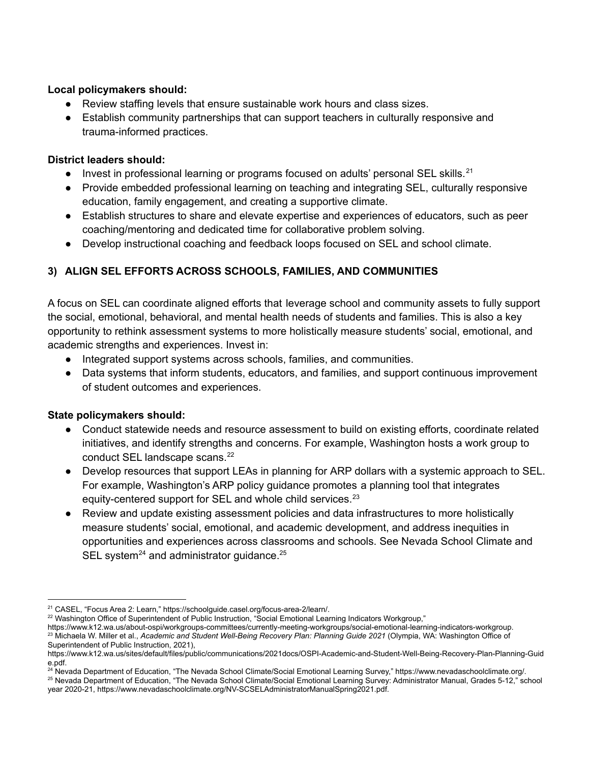**Local policymakers should:**

- Review staffing levels that ensure sustainable work hours and class sizes.
- Establish community partnerships that can support teachers in culturally responsive and trauma-informed practices.

**District leaders should:**

- Invest in professional learning or programs focused on adults' personal SEL skills.[21]
- Provide embedded professional learning on teaching and integrating SEL, culturally responsive education, family engagement, and creating a supportive climate.
- Establish structures to share and elevate expertise and experiences of educators, such as peer coaching/mentoring and dedicated time for collaborative problem solving.
- Develop instructional coaching and feedback loops focused on SEL and school climate.

## 3) ALIGN SEL EFFORTS ACROSS SCHOOLS, FAMILIES, AND COMMUNITIES

A focus on SEL can coordinate aligned efforts that leverage school and community assets to fully support the social, emotional, behavioral, and mental health needs of students and families. This is also a key opportunity to rethink assessment systems to more holistically measure students' social, emotional, and academic strengths and experiences. Invest in:

- Integrated support systems across schools, families, and communities.
- Data systems that inform students, educators, and families, and support continuous improvement of student outcomes and experiences.

**State policymakers should:**

- Conduct statewide needs and resource assessment to build on existing efforts, coordinate related initiatives, and identify strengths and concerns. For example, Washington hosts a work group to conduct SEL landscape scans.[22]
- Develop resources that support LEAs in planning for ARP dollars with a systemic approach to SEL. For example, Washington's ARP policy guidance promotes a planning tool that integrates equity-centered support for SEL and whole child services.[23]
- Review and update existing assessment policies and data infrastructures to more holistically measure students' social, emotional, and academic development, and address inequities in opportunities and experiences across classrooms and schools. See Nevada School Climate and SEL system[24] and administrator guidance.[25]

---

[21] CASEL, "Focus Area 2: Learn," https://schoolguide.casel.org/focus-area-2/learn/.

[22] Washington Office of Superintendent of Public Instruction, "Social Emotional Learning Indicators Workgroup," https://www.k12.wa.us/about-ospi/workgroups-committees/currently-meeting-workgroups/social-emotional-learning-indicators-workgroup.

[23] Michaela W. Miller et al., *Academic and Student Well-Being Recovery Plan: Planning Guide 2021* (Olympia, WA: Washington Office of Superintendent of Public Instruction, 2021), https://www.k12.wa.us/sites/default/files/public/communications/2021docs/OSPI-Academic-and-Student-Well-Being-Recovery-Plan-Planning-Guide.pdf.

[24] Nevada Department of Education, "The Nevada School Climate/Social Emotional Learning Survey," https://www.nevadaschoolclimate.org/.

[25] Nevada Department of Education, "The Nevada School Climate/Social Emotional Learning Survey: Administrator Manual, Grades 5-12," school year 2020-21, https://www.nevadaschoolclimate.org/NV-SCSELAdministratorManualSpring2021.pdf.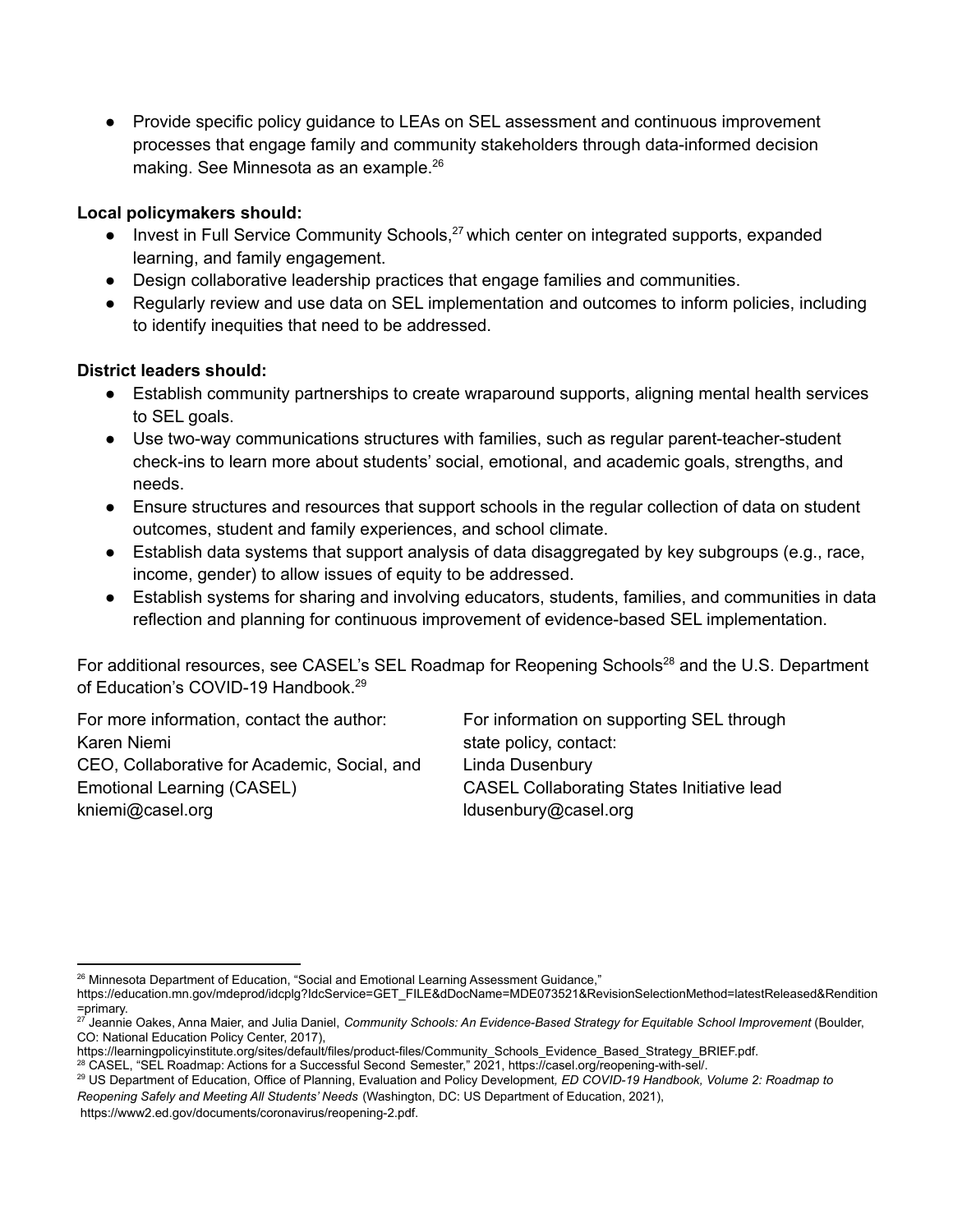- Provide specific policy guidance to LEAs on SEL assessment and continuous improvement processes that engage family and community stakeholders through data-informed decision making. See Minnesota as an example.[26]

**Local policymakers should:**

- Invest in Full Service Community Schools,[27] which center on integrated supports, expanded learning, and family engagement.
- Design collaborative leadership practices that engage families and communities.
- Regularly review and use data on SEL implementation and outcomes to inform policies, including to identify inequities that need to be addressed.

**District leaders should:**

- Establish community partnerships to create wraparound supports, aligning mental health services to SEL goals.
- Use two-way communications structures with families, such as regular parent-teacher-student check-ins to learn more about students' social, emotional, and academic goals, strengths, and needs.
- Ensure structures and resources that support schools in the regular collection of data on student outcomes, student and family experiences, and school climate.
- Establish data systems that support analysis of data disaggregated by key subgroups (e.g., race, income, gender) to allow issues of equity to be addressed.
- Establish systems for sharing and involving educators, students, families, and communities in data reflection and planning for continuous improvement of evidence-based SEL implementation.

For additional resources, see CASEL's SEL Roadmap for Reopening Schools[28] and the U.S. Department of Education's COVID-19 Handbook.[29]

For more information, contact the author:
Karen Niemi
CEO, Collaborative for Academic, Social, and Emotional Learning (CASEL)
kniemi@casel.org

For information on supporting SEL through state policy, contact:
Linda Dusenbury
CASEL Collaborating States Initiative lead
ldusenbury@casel.org

---

[26] Minnesota Department of Education, "Social and Emotional Learning Assessment Guidance," https://education.mn.gov/mdeprod/idcplg?IdcService=GET_FILE&dDocName=MDE073521&RevisionSelectionMethod=latestReleased&Rendition=primary.

[27] Jeannie Oakes, Anna Maier, and Julia Daniel, *Community Schools: An Evidence-Based Strategy for Equitable School Improvement* (Boulder, CO: National Education Policy Center, 2017), https://learningpolicyinstitute.org/sites/default/files/product-files/Community_Schools_Evidence_Based_Strategy_BRIEF.pdf.

[28] CASEL, "SEL Roadmap: Actions for a Successful Second Semester," 2021, https://casel.org/reopening-with-sel/.

[29] US Department of Education, Office of Planning, Evaluation and Policy Development, *ED COVID-19 Handbook, Volume 2: Roadmap to Reopening Safely and Meeting All Students' Needs* (Washington, DC: US Department of Education, 2021), https://www2.ed.gov/documents/coronavirus/reopening-2.pdf.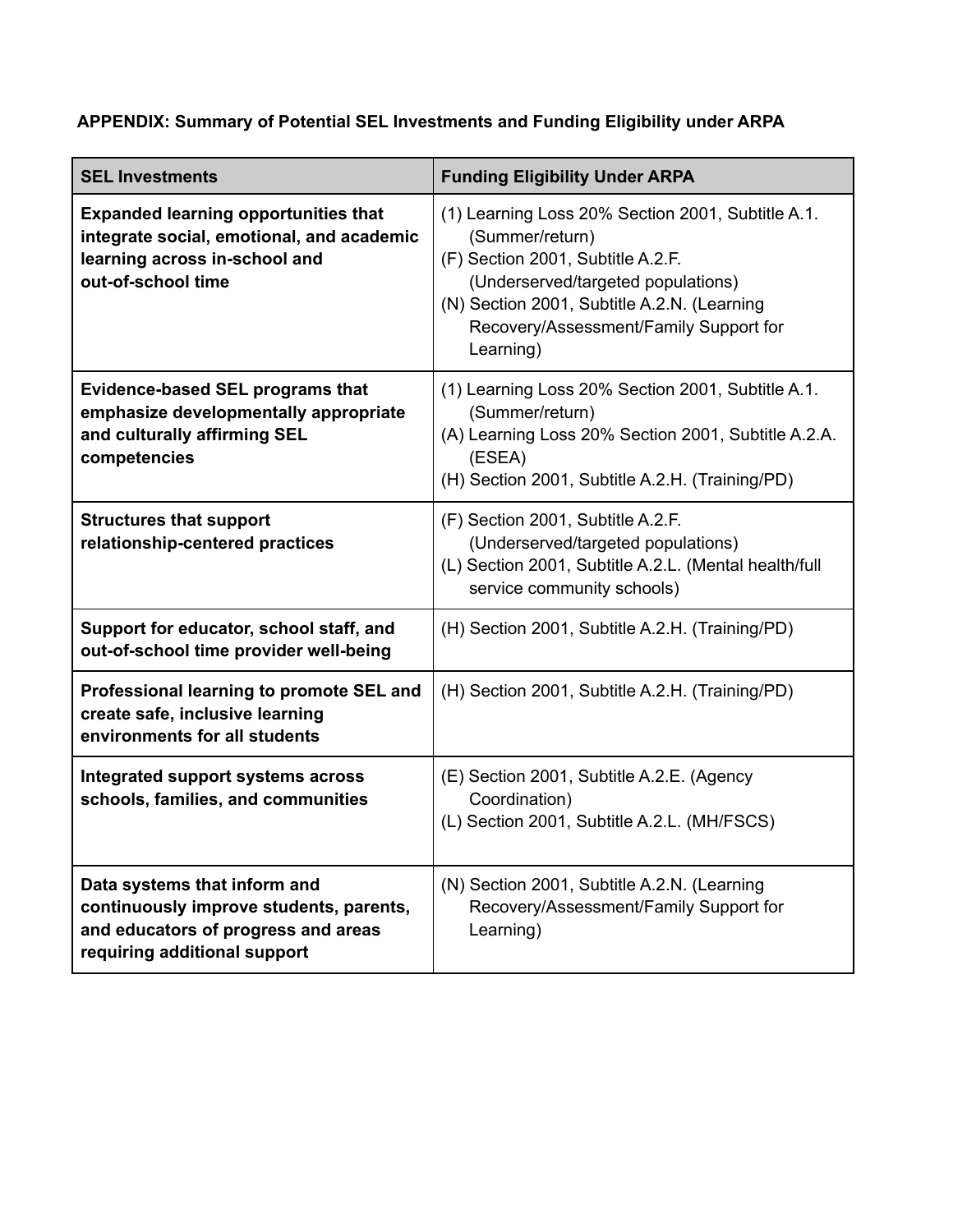**APPENDIX: Summary of Potential SEL Investments and Funding Eligibility under ARPA**

| SEL Investments | Funding Eligibility Under ARPA |
|---|---|
| **Expanded learning opportunities that integrate social, emotional, and academic learning across in-school and out-of-school time** | (1) Learning Loss 20% Section 2001, Subtitle A.1. (Summer/return)<br>(F) Section 2001, Subtitle A.2.F. (Underserved/targeted populations)<br>(N) Section 2001, Subtitle A.2.N. (Learning Recovery/Assessment/Family Support for Learning) |
| **Evidence-based SEL programs that emphasize developmentally appropriate and culturally affirming SEL competencies** | (1) Learning Loss 20% Section 2001, Subtitle A.1. (Summer/return)<br>(A) Learning Loss 20% Section 2001, Subtitle A.2.A. (ESEA)<br>(H) Section 2001, Subtitle A.2.H. (Training/PD) |
| **Structures that support relationship-centered practices** | (F) Section 2001, Subtitle A.2.F. (Underserved/targeted populations)<br>(L) Section 2001, Subtitle A.2.L. (Mental health/full service community schools) |
| **Support for educator, school staff, and out-of-school time provider well-being** | (H) Section 2001, Subtitle A.2.H. (Training/PD) |
| **Professional learning to promote SEL and create safe, inclusive learning environments for all students** | (H) Section 2001, Subtitle A.2.H. (Training/PD) |
| **Integrated support systems across schools, families, and communities** | (E) Section 2001, Subtitle A.2.E. (Agency Coordination)<br>(L) Section 2001, Subtitle A.2.L. (MH/FSCS) |
| **Data systems that inform and continuously improve students, parents, and educators of progress and areas requiring additional support** | (N) Section 2001, Subtitle A.2.N. (Learning Recovery/Assessment/Family Support for Learning) |